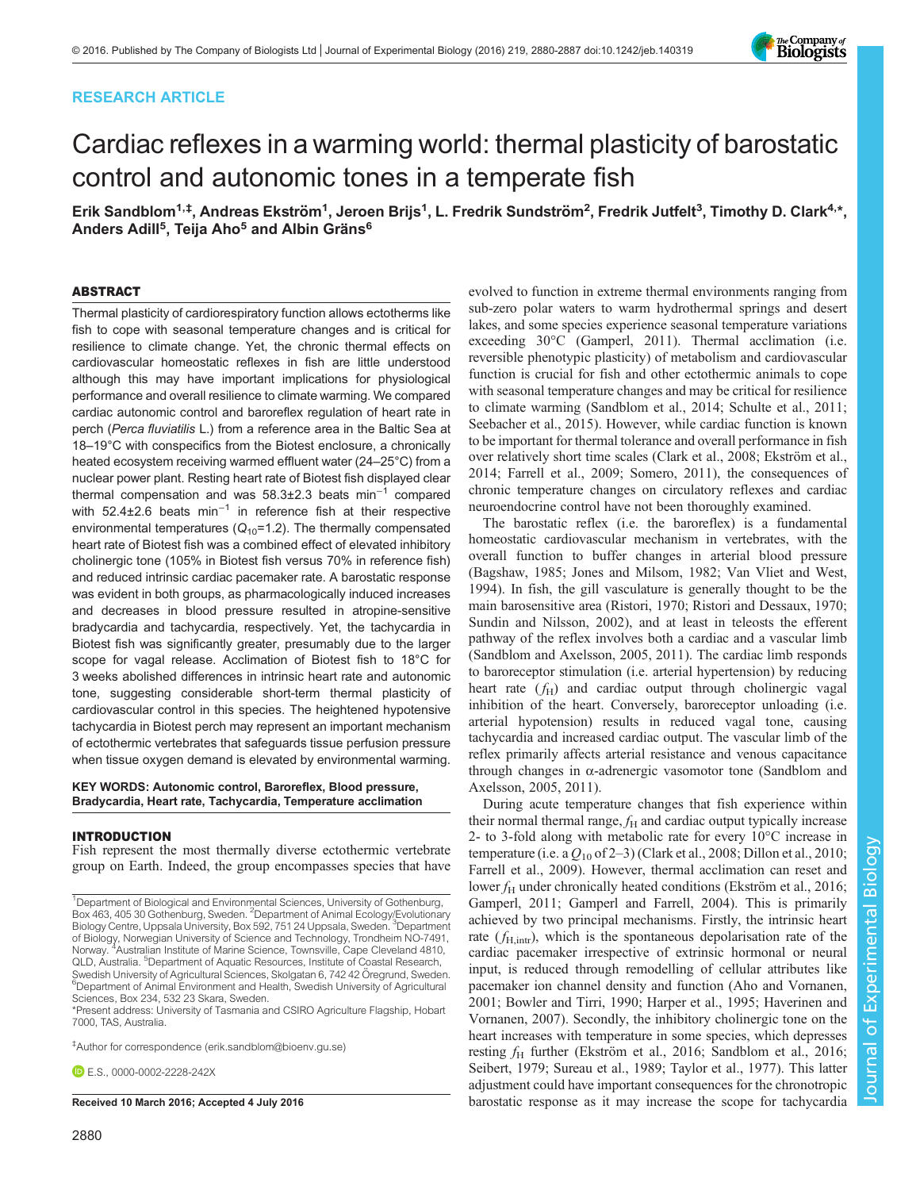RESEARCH ARTICLE

# Cardiac reflexes in a warming world: thermal plasticity of barostatic control and autonomic tones in a temperate fish

Erik Sandblom[1,‡], Andreas Ekström[1], Jeroen Brijs[1], L. Fredrik Sundström[2], Fredrik Jutfelt[3], Timothy D. Clark[4,*], Anders Adill[5], Teija Aho[5] and Albin Gräns[6]

## ABSTRACT

Thermal plasticity of cardiorespiratory function allows ectotherms like fish to cope with seasonal temperature changes and is critical for resilience to climate change. Yet, the chronic thermal effects on cardiovascular homeostatic reflexes in fish are little understood although this may have important implications for physiological performance and overall resilience to climate warming. We compared cardiac autonomic control and baroreflex regulation of heart rate in perch (*Perca fluviatilis* L.) from a reference area in the Baltic Sea at 18–19°C with conspecifics from the Biotest enclosure, a chronically heated ecosystem receiving warmed effluent water (24–25°C) from a nuclear power plant. Resting heart rate of Biotest fish displayed clear thermal compensation and was 58.3±2.3 beats $\min^{-1}$ compared with 52.4±2.6 beats $\min^{-1}$ in reference fish at their respective environmental temperatures ($Q_{10}$=1.2). The thermally compensated heart rate of Biotest fish was a combined effect of elevated inhibitory cholinergic tone (105% in Biotest fish versus 70% in reference fish) and reduced intrinsic cardiac pacemaker rate. A barostatic response was evident in both groups, as pharmacologically induced increases and decreases in blood pressure resulted in atropine-sensitive bradycardia and tachycardia, respectively. Yet, the tachycardia in Biotest fish was significantly greater, presumably due to the larger scope for vagal release. Acclimation of Biotest fish to 18°C for 3 weeks abolished differences in intrinsic heart rate and autonomic tone, suggesting considerable short-term thermal plasticity of cardiovascular control in this species. The heightened hypotensive tachycardia in Biotest perch may represent an important mechanism of ectothermic vertebrates that safeguards tissue perfusion pressure when tissue oxygen demand is elevated by environmental warming.

**KEY WORDS: Autonomic control, Baroreflex, Blood pressure, Bradycardia, Heart rate, Tachycardia, Temperature acclimation**

## INTRODUCTION

Fish represent the most thermally diverse ectothermic vertebrate group on Earth. Indeed, the group encompasses species that have evolved to function in extreme thermal environments ranging from sub-zero polar waters to warm hydrothermal springs and desert lakes, and some species experience seasonal temperature variations exceeding 30°C (Gamperl, 2011). Thermal acclimation (i.e. reversible phenotypic plasticity) of metabolism and cardiovascular function is crucial for fish and other ectothermic animals to cope with seasonal temperature changes and may be critical for resilience to climate warming (Sandblom et al., 2014; Schulte et al., 2011; Seebacher et al., 2015). However, while cardiac function is known to be important for thermal tolerance and overall performance in fish over relatively short time scales (Clark et al., 2008; Ekström et al., 2014; Farrell et al., 2009; Somero, 2011), the consequences of chronic temperature changes on circulatory reflexes and cardiac neuroendocrine control have not been thoroughly examined.

The barostatic reflex (i.e. the baroreflex) is a fundamental homeostatic cardiovascular mechanism in vertebrates, with the overall function to buffer changes in arterial blood pressure (Bagshaw, 1985; Jones and Milsom, 1982; Van Vliet and West, 1994). In fish, the gill vasculature is generally thought to be the main barosensitive area (Ristori, 1970; Ristori and Dessaux, 1970; Sundin and Nilsson, 2002), and at least in teleosts the efferent pathway of the reflex involves both a cardiac and a vascular limb (Sandblom and Axelsson, 2005, 2011). The cardiac limb responds to baroreceptor stimulation (i.e. arterial hypertension) by reducing heart rate ($f_H$) and cardiac output through cholinergic vagal inhibition of the heart. Conversely, baroreceptor unloading (i.e. arterial hypotension) results in reduced vagal tone, causing tachycardia and increased cardiac output. The vascular limb of the reflex primarily affects arterial resistance and venous capacitance through changes in α-adrenergic vasomotor tone (Sandblom and Axelsson, 2005, 2011).

During acute temperature changes that fish experience within their normal thermal range, $f_H$ and cardiac output typically increase 2- to 3-fold along with metabolic rate for every 10°C increase in temperature (i.e. a $Q_{10}$ of 2–3) (Clark et al., 2008; Dillon et al., 2010; Farrell et al., 2009). However, thermal acclimation can reset and lower $f_H$ under chronically heated conditions (Ekström et al., 2016; Gamperl, 2011; Gamperl and Farrell, 2004). This is primarily achieved by two principal mechanisms. Firstly, the intrinsic heart rate ($f_{H,intr}$), which is the spontaneous depolarisation rate of the cardiac pacemaker irrespective of extrinsic hormonal or neural input, is reduced through remodelling of cellular attributes like pacemaker ion channel density and function (Aho and Vornanen, 2001; Bowler and Tirri, 1990; Harper et al., 1995; Haverinen and Vornanen, 2007). Secondly, the inhibitory cholinergic tone on the heart increases with temperature in some species, which depresses resting $f_H$ further (Ekström et al., 2016; Sandblom et al., 2016; Seibert, 1979; Sureau et al., 1989; Taylor et al., 1977). This latter adjustment could have important consequences for the chronotropic barostatic response as it may increase the scope for tachycardia

[1]Department of Biological and Environmental Sciences, University of Gothenburg, Box 463, 405 30 Gothenburg, Sweden. [2]Department of Animal Ecology/Evolutionary Biology Centre, Uppsala University, Box 592, 751 24 Uppsala, Sweden. [3]Department of Biology, Norwegian University of Science and Technology, Trondheim NO-7491, Norway. [4]Australian Institute of Marine Science, Townsville, Cape Cleveland 4810, QLD, Australia. [5]Department of Aquatic Resources, Institute of Coastal Research, Swedish University of Agricultural Sciences, Skolgatan 6, 742 42 Öregrund, Sweden. [6]Department of Animal Environment and Health, Swedish University of Agricultural Sciences, Box 234, 532 23 Skara, Sweden.

*Present address: University of Tasmania and CSIRO Agriculture Flagship, Hobart 7000, TAS, Australia.

‡Author for correspondence (erik.sandblom@bioenv.gu.se)

E.S., 0000-0002-2228-242X

**Received 10 March 2016; Accepted 4 July 2016**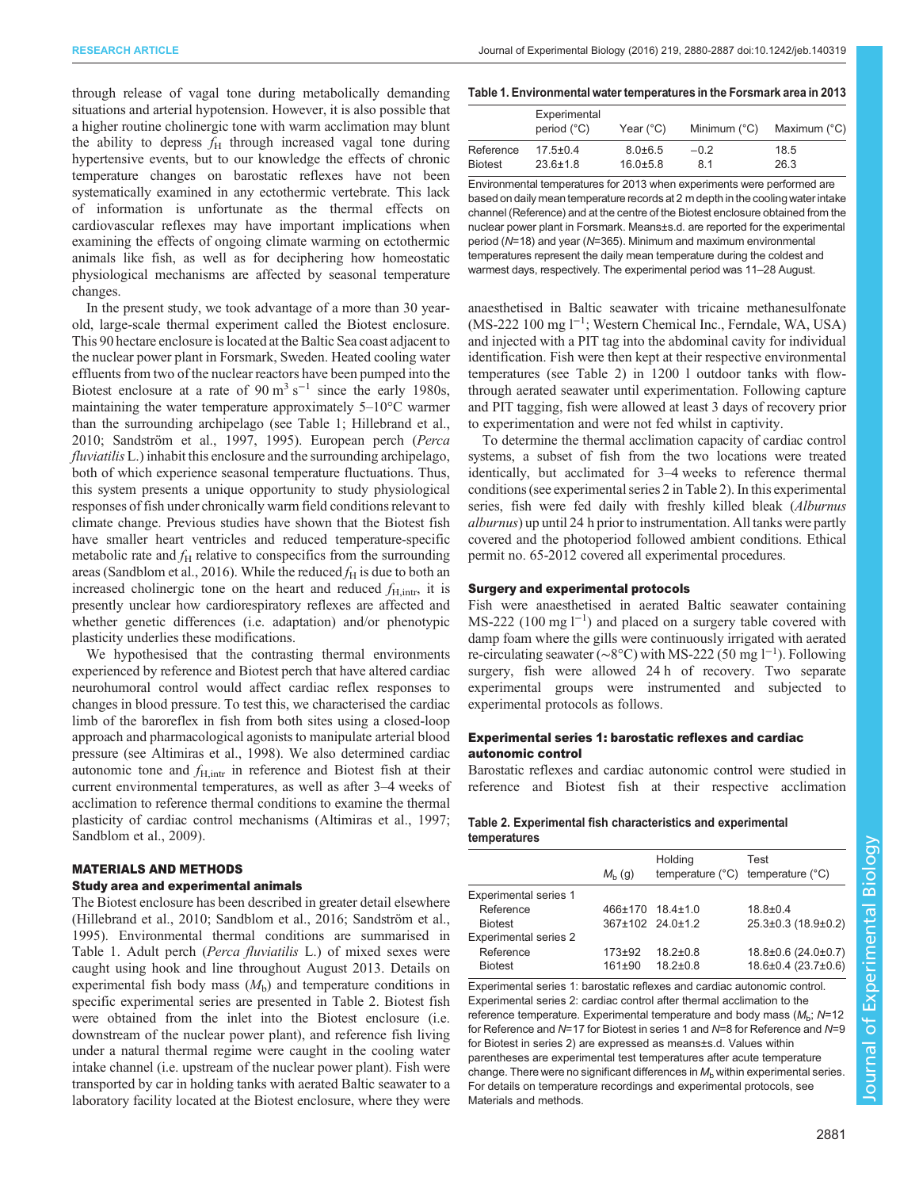through release of vagal tone during metabolically demanding situations and arterial hypotension. However, it is also possible that a higher routine cholinergic tone with warm acclimation may blunt the ability to depress $f_H$ through increased vagal tone during hypertensive events, but to our knowledge the effects of chronic temperature changes on barostatic reflexes have not been systematically examined in any ectothermic vertebrate. This lack of information is unfortunate as the thermal effects on cardiovascular reflexes may have important implications when examining the effects of ongoing climate warming on ectothermic animals like fish, as well as for deciphering how homeostatic physiological mechanisms are affected by seasonal temperature changes.

In the present study, we took advantage of a more than 30 year-old, large-scale thermal experiment called the Biotest enclosure. This 90 hectare enclosure is located at the Baltic Sea coast adjacent to the nuclear power plant in Forsmark, Sweden. Heated cooling water effluents from two of the nuclear reactors have been pumped into the Biotest enclosure at a rate of 90 $m^3 s^{-1}$ since the early 1980s, maintaining the water temperature approximately 5–10°C warmer than the surrounding archipelago (see Table 1; Hillebrand et al., 2010; Sandström et al., 1997, 1995). European perch (*Perca fluviatilis* L.) inhabit this enclosure and the surrounding archipelago, both of which experience seasonal temperature fluctuations. Thus, this system presents a unique opportunity to study physiological responses of fish under chronically warm field conditions relevant to climate change. Previous studies have shown that the Biotest fish have smaller heart ventricles and reduced temperature-specific metabolic rate and $f_H$ relative to conspecifics from the surrounding areas (Sandblom et al., 2016). While the reduced $f_H$ is due to both an increased cholinergic tone on the heart and reduced $f_{H,intr}$, it is presently unclear how cardiorespiratory reflexes are affected and whether genetic differences (i.e. adaptation) and/or phenotypic plasticity underlies these modifications.

We hypothesised that the contrasting thermal environments experienced by reference and Biotest perch that have altered cardiac neurohumoral control would affect cardiac reflex responses to changes in blood pressure. To test this, we characterised the cardiac limb of the baroreflex in fish from both sites using a closed-loop approach and pharmacological agonists to manipulate arterial blood pressure (see Altimiras et al., 1998). We also determined cardiac autonomic tone and $f_{H,intr}$ in reference and Biotest fish at their current environmental temperatures, as well as after 3–4 weeks of acclimation to reference thermal conditions to examine the thermal plasticity of cardiac control mechanisms (Altimiras et al., 1997; Sandblom et al., 2009).

## MATERIALS AND METHODS

### Study area and experimental animals

The Biotest enclosure has been described in greater detail elsewhere (Hillebrand et al., 2010; Sandblom et al., 2016; Sandström et al., 1995). Environmental thermal conditions are summarised in Table 1. Adult perch (*Perca fluviatilis* L.) of mixed sexes were caught using hook and line throughout August 2013. Details on experimental fish body mass ($M_b$) and temperature conditions in specific experimental series are presented in Table 2. Biotest fish were obtained from the inlet into the Biotest enclosure (i.e. downstream of the nuclear power plant), and reference fish living under a natural thermal regime were caught in the cooling water intake channel (i.e. upstream of the nuclear power plant). Fish were transported by car in holding tanks with aerated Baltic seawater to a laboratory facility located at the Biotest enclosure, where they were anaesthetised in Baltic seawater with tricaine methanesulfonate (MS-222 100 mg $l^{-1}$; Western Chemical Inc., Ferndale, WA, USA) and injected with a PIT tag into the abdominal cavity for individual identification. Fish were then kept at their respective environmental temperatures (see Table 2) in 1200 l outdoor tanks with flow-through aerated seawater until experimentation. Following capture and PIT tagging, fish were allowed at least 3 days of recovery prior to experimentation and were not fed whilst in captivity.

To determine the thermal acclimation capacity of cardiac control systems, a subset of fish from the two locations were treated identically, but acclimated for 3–4 weeks to reference thermal conditions (see experimental series 2 in Table 2). In this experimental series, fish were fed daily with freshly killed bleak (*Alburnus alburnus*) up until 24 h prior to instrumentation. All tanks were partly covered and the photoperiod followed ambient conditions. Ethical permit no. 65-2012 covered all experimental procedures.

**Table 1. Environmental water temperatures in the Forsmark area in 2013**

| | Experimental period (°C) | Year (°C) | Minimum (°C) | Maximum (°C) |
|---|---|---|---|---|
| Reference | 17.5±0.4 | 8.0±6.5 | −0.2 | 18.5 |
| Biotest | 23.6±1.8 | 16.0±5.8 | 8.1 | 26.3 |

Environmental temperatures for 2013 when experiments were performed are based on daily mean temperature records at 2 m depth in the cooling water intake channel (Reference) and at the centre of the Biotest enclosure obtained from the nuclear power plant in Forsmark. Means±s.d. are reported for the experimental period ($N$=18) and year ($N$=365). Minimum and maximum environmental temperatures represent the daily mean temperature during the coldest and warmest days, respectively. The experimental period was 11–28 August.

### Surgery and experimental protocols

Fish were anaesthetised in aerated Baltic seawater containing MS-222 (100 mg $l^{-1}$) and placed on a surgery table covered with damp foam where the gills were continuously irrigated with aerated re-circulating seawater (~8°C) with MS-222 (50 mg $l^{-1}$). Following surgery, fish were allowed 24 h of recovery. Two separate experimental groups were instrumented and subjected to experimental protocols as follows.

### Experimental series 1: barostatic reflexes and cardiac autonomic control

Barostatic reflexes and cardiac autonomic control were studied in reference and Biotest fish at their respective acclimation

**Table 2. Experimental fish characteristics and experimental temperatures**

| | $M_b$ (g) | Holding temperature (°C) | Test temperature (°C) |
|---|---|---|---|
| Experimental series 1 | | | |
| Reference | 466±170 | 18.4±1.0 | 18.8±0.4 |
| Biotest | 367±102 | 24.0±1.2 | 25.3±0.3 (18.9±0.2) |
| Experimental series 2 | | | |
| Reference | 173±92 | 18.2±0.8 | 18.8±0.6 (24.0±0.7) |
| Biotest | 161±90 | 18.2±0.8 | 18.6±0.4 (23.7±0.6) |

Experimental series 1: barostatic reflexes and cardiac autonomic control. Experimental series 2: cardiac control after thermal acclimation to the reference temperature. Experimental temperature and body mass ($M_b$; $N$=12 for Reference and $N$=17 for Biotest in series 1 and $N$=8 for Reference and $N$=9 for Biotest in series 2) are expressed as means±s.d. Values within parentheses are experimental test temperatures after acute temperature change. There were no significant differences in $M_b$ within experimental series. For details on temperature recordings and experimental protocols, see Materials and methods.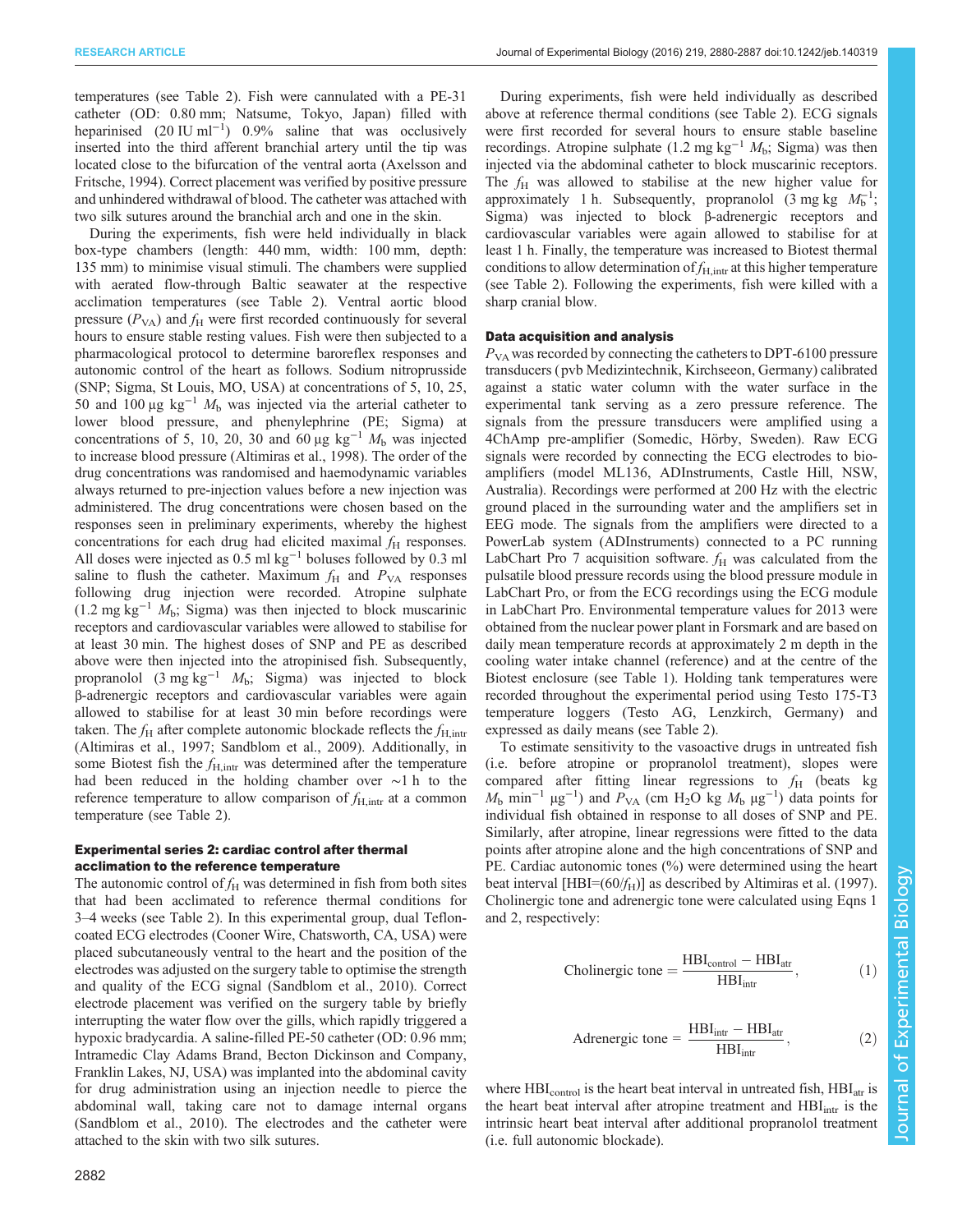temperatures (see Table 2). Fish were cannulated with a PE-31 catheter (OD: 0.80 mm; Natsume, Tokyo, Japan) filled with heparinised (20 IU ml$^{-1}$) 0.9% saline that was occlusively inserted into the third afferent branchial artery until the tip was located close to the bifurcation of the ventral aorta (Axelsson and Fritsche, 1994). Correct placement was verified by positive pressure and unhindered withdrawal of blood. The catheter was attached with two silk sutures around the branchial arch and one in the skin.

During the experiments, fish were held individually in black box-type chambers (length: 440 mm, width: 100 mm, depth: 135 mm) to minimise visual stimuli. The chambers were supplied with aerated flow-through Baltic seawater at the respective acclimation temperatures (see Table 2). Ventral aortic blood pressure ($P_{VA}$) and $f_H$ were first recorded continuously for several hours to ensure stable resting values. Fish were then subjected to a pharmacological protocol to determine baroreflex responses and autonomic control of the heart as follows. Sodium nitroprusside (SNP; Sigma, St Louis, MO, USA) at concentrations of 5, 10, 25, 50 and 100 µg kg$^{-1}$ $M_b$ was injected via the arterial catheter to lower blood pressure, and phenylephrine (PE; Sigma) at concentrations of 5, 10, 20, 30 and 60 µg kg$^{-1}$ $M_b$ was injected to increase blood pressure (Altimiras et al., 1998). The order of the drug concentrations was randomised and haemodynamic variables always returned to pre-injection values before a new injection was administered. The drug concentrations were chosen based on the responses seen in preliminary experiments, whereby the highest concentrations for each drug had elicited maximal $f_H$ responses. All doses were injected as 0.5 ml kg$^{-1}$ boluses followed by 0.3 ml saline to flush the catheter. Maximum $f_H$ and $P_{VA}$ responses following drug injection were recorded. Atropine sulphate (1.2 mg kg$^{-1}$ $M_b$; Sigma) was then injected to block muscarinic receptors and cardiovascular variables were allowed to stabilise for at least 30 min. The highest doses of SNP and PE as described above were then injected into the atropinised fish. Subsequently, propranolol (3 mg kg$^{-1}$ $M_b$; Sigma) was injected to block β-adrenergic receptors and cardiovascular variables were again allowed to stabilise for at least 30 min before recordings were taken. The $f_H$ after complete autonomic blockade reflects the $f_{H,intr}$ (Altimiras et al., 1997; Sandblom et al., 2009). Additionally, in some Biotest fish the $f_{H,intr}$ was determined after the temperature had been reduced in the holding chamber over ~1 h to the reference temperature to allow comparison of $f_{H,intr}$ at a common temperature (see Table 2).

### Experimental series 2: cardiac control after thermal acclimation to the reference temperature

The autonomic control of $f_H$ was determined in fish from both sites that had been acclimated to reference thermal conditions for 3–4 weeks (see Table 2). In this experimental group, dual Teflon-coated ECG electrodes (Cooner Wire, Chatsworth, CA, USA) were placed subcutaneously ventral to the heart and the position of the electrodes was adjusted on the surgery table to optimise the strength and quality of the ECG signal (Sandblom et al., 2010). Correct electrode placement was verified on the surgery table by briefly interrupting the water flow over the gills, which rapidly triggered a hypoxic bradycardia. A saline-filled PE-50 catheter (OD: 0.96 mm; Intramedic Clay Adams Brand, Becton Dickinson and Company, Franklin Lakes, NJ, USA) was implanted into the abdominal cavity for drug administration using an injection needle to pierce the abdominal wall, taking care not to damage internal organs (Sandblom et al., 2010). The electrodes and the catheter were attached to the skin with two silk sutures.

During experiments, fish were held individually as described above at reference thermal conditions (see Table 2). ECG signals were first recorded for several hours to ensure stable baseline recordings. Atropine sulphate (1.2 mg kg$^{-1}$ $M_b$; Sigma) was then injected via the abdominal catheter to block muscarinic receptors. The $f_H$ was allowed to stabilise at the new higher value for approximately 1 h. Subsequently, propranolol (3 mg kg $M_b^{-1}$; Sigma) was injected to block β-adrenergic receptors and cardiovascular variables were again allowed to stabilise for at least 1 h. Finally, the temperature was increased to Biotest thermal conditions to allow determination of $f_{H,intr}$ at this higher temperature (see Table 2). Following the experiments, fish were killed with a sharp cranial blow.

### Data acquisition and analysis

$P_{VA}$ was recorded by connecting the catheters to DPT-6100 pressure transducers (pvb Medizintechnik, Kirchseeon, Germany) calibrated against a static water column with the water surface in the experimental tank serving as a zero pressure reference. The signals from the pressure transducers were amplified using a 4ChAmp pre-amplifier (Somedic, Hörby, Sweden). Raw ECG signals were recorded by connecting the ECG electrodes to bio-amplifiers (model ML136, ADInstruments, Castle Hill, NSW, Australia). Recordings were performed at 200 Hz with the electric ground placed in the surrounding water and the amplifiers set in EEG mode. The signals from the amplifiers were directed to a PowerLab system (ADInstruments) connected to a PC running LabChart Pro 7 acquisition software. $f_H$ was calculated from the pulsatile blood pressure records using the blood pressure module in LabChart Pro, or from the ECG recordings using the ECG module in LabChart Pro. Environmental temperature values for 2013 were obtained from the nuclear power plant in Forsmark and are based on daily mean temperature records at approximately 2 m depth in the cooling water intake channel (reference) and at the centre of the Biotest enclosure (see Table 1). Holding tank temperatures were recorded throughout the experimental period using Testo 175-T3 temperature loggers (Testo AG, Lenzkirch, Germany) and expressed as daily means (see Table 2).

To estimate sensitivity to the vasoactive drugs in untreated fish (i.e. before atropine or propranolol treatment), slopes were compared after fitting linear regressions to $f_H$ (beats kg $M_b$ min$^{-1}$ µg$^{-1}$) and $P_{VA}$ (cm $H_2O$ kg $M_b$ µg$^{-1}$) data points for individual fish obtained in response to all doses of SNP and PE. Similarly, after atropine, linear regressions were fitted to the data points after atropine alone and the high concentrations of SNP and PE. Cardiac autonomic tones (%) were determined using the heart beat interval [HBI=(60/$f_H$)] as described by Altimiras et al. (1997). Cholinergic tone and adrenergic tone were calculated using Eqns 1 and 2, respectively:

$$\text{Cholinergic tone} = \frac{\text{HBI}_{\text{control}} - \text{HBI}_{\text{atr}}}{\text{HBI}_{\text{intr}}}, \quad (1)$$

$$\text{Adrenergic tone} = \frac{\text{HBI}_{\text{intr}} - \text{HBI}_{\text{atr}}}{\text{HBI}_{\text{intr}}}, \quad (2)$$

where $\text{HBI}_{\text{control}}$ is the heart beat interval in untreated fish, $\text{HBI}_{\text{atr}}$ is the heart beat interval after atropine treatment and $\text{HBI}_{\text{intr}}$ is the intrinsic heart beat interval after additional propranolol treatment (i.e. full autonomic blockade).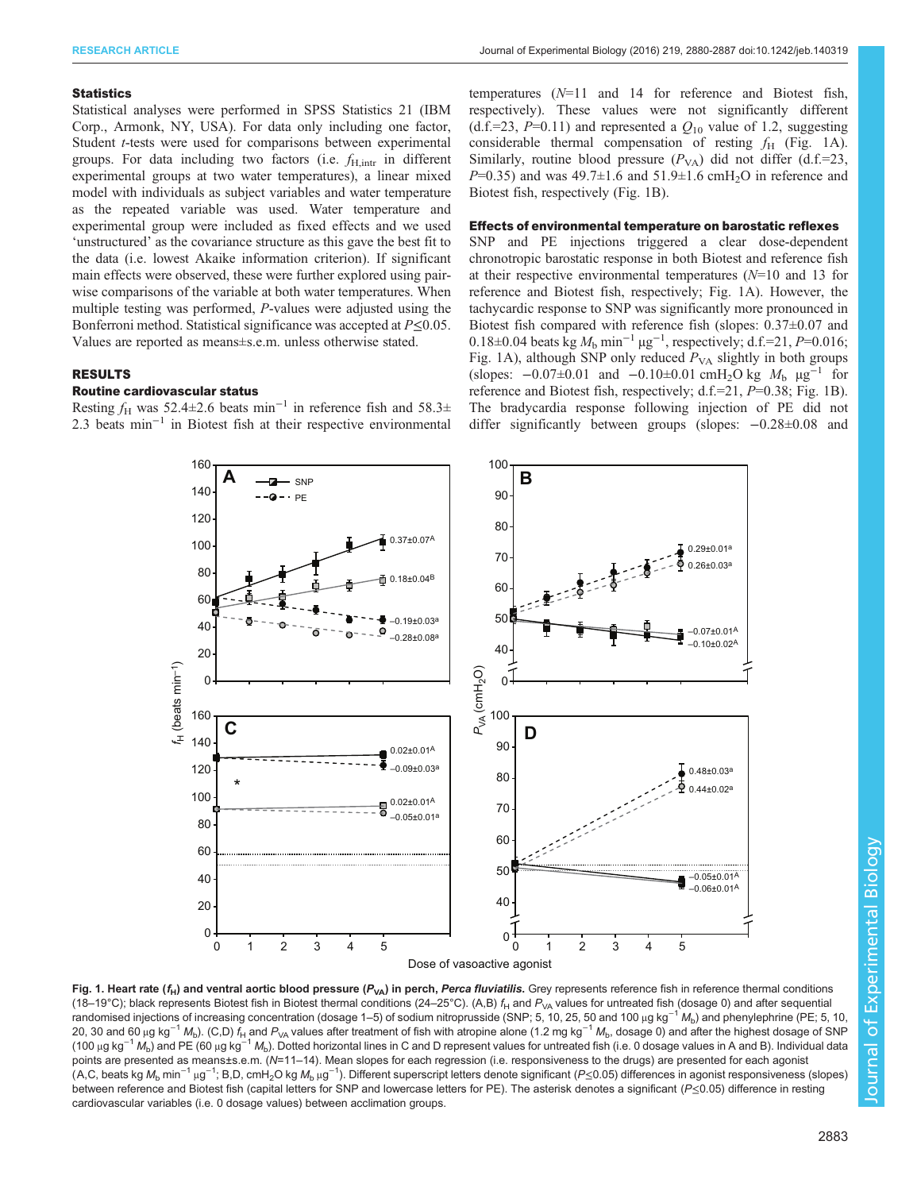### Statistics

Statistical analyses were performed in SPSS Statistics 21 (IBM Corp., Armonk, NY, USA). For data only including one factor, Student *t*-tests were used for comparisons between experimental groups. For data including two factors (i.e. $f_{H,intr}$ in different experimental groups at two water temperatures), a linear mixed model with individuals as subject variables and water temperature as the repeated variable was used. Water temperature and experimental group were included as fixed effects and we used 'unstructured' as the covariance structure as this gave the best fit to the data (i.e. lowest Akaike information criterion). If significant main effects were observed, these were further explored using pair-wise comparisons of the variable at both water temperatures. When multiple testing was performed, *P*-values were adjusted using the Bonferroni method. Statistical significance was accepted at $P \leq 0.05$. Values are reported as means±s.e.m. unless otherwise stated.

## RESULTS

### Routine cardiovascular status

Resting $f_H$ was 52.4±2.6 beats $min^{-1}$ in reference fish and 58.3±2.3 beats $min^{-1}$ in Biotest fish at their respective environmental temperatures (*N*=11 and 14 for reference and Biotest fish, respectively). These values were not significantly different (d.f.=23, *P*=0.11) and represented a $Q_{10}$ value of 1.2, suggesting considerable thermal compensation of resting $f_H$ (Fig. 1A). Similarly, routine blood pressure ($P_{VA}$) did not differ (d.f.=23, *P*=0.35) and was 49.7±1.6 and 51.9±1.6 $cmH_2O$ in reference and Biotest fish, respectively (Fig. 1B).

### Effects of environmental temperature on barostatic reflexes

SNP and PE injections triggered a clear dose-dependent chronotropic barostatic response in both Biotest and reference fish at their respective environmental temperatures (*N*=10 and 13 for reference and Biotest fish, respectively; Fig. 1A). However, the tachycardic response to SNP was significantly more pronounced in Biotest fish compared with reference fish (slopes: 0.37±0.07 and 0.18±0.04 beats kg $M_b$ $min^{-1}$ $\mu g^{-1}$, respectively; d.f.=21, *P*=0.016; Fig. 1A), although SNP only reduced $P_{VA}$ slightly in both groups (slopes: −0.07±0.01 and −0.10±0.01 $cmH_2O$ kg $M_b$ $\mu g^{-1}$ for reference and Biotest fish, respectively; d.f.=21, *P*=0.38; Fig. 1B). The bradycardia response following injection of PE did not differ significantly between groups (slopes: −0.28±0.08 and

**Fig. 1. Heart rate ($f_H$) and ventral aortic blood pressure ($P_{VA}$) in perch, *Perca fluviatilis*.** Grey represents reference fish in reference thermal conditions (18–19°C); black represents Biotest fish in Biotest thermal conditions (24–25°C). (A,B) $f_H$ and $P_{VA}$ values for untreated fish (dosage 0) and after sequential randomised injections of increasing concentration (dosage 1–5) of sodium nitroprusside (SNP; 5, 10, 25, 50 and 100 µg $kg^{-1}$ $M_b$) and phenylephrine (PE; 5, 10, 20, 30 and 60 µg $kg^{-1}$ $M_b$). (C,D) $f_H$ and $P_{VA}$ values after treatment of fish with atropine alone (1.2 mg $kg^{-1}$ $M_b$, dosage 0) and after the highest dosage of SNP (100 µg $kg^{-1}$ $M_b$) and PE (60 µg $kg^{-1}$ $M_b$). Dotted horizontal lines in C and D represent values for untreated fish (i.e. 0 dosage values in A and B). Individual data points are presented as means±s.e.m. (*N*=11–14). Mean slopes for each regression (i.e. responsiveness to the drugs) are presented for each agonist (A,C, beats kg $M_b$ $min^{-1}$ $\mu g^{-1}$; B,D, $cmH_2O$ kg $M_b$ $\mu g^{-1}$). Different superscript letters denote significant ($P \leq 0.05$) differences in agonist responsiveness (slopes) between reference and Biotest fish (capital letters for SNP and lowercase letters for PE). The asterisk denotes a significant ($P \leq 0.05$) difference in resting cardiovascular variables (i.e. 0 dosage values) between acclimation groups.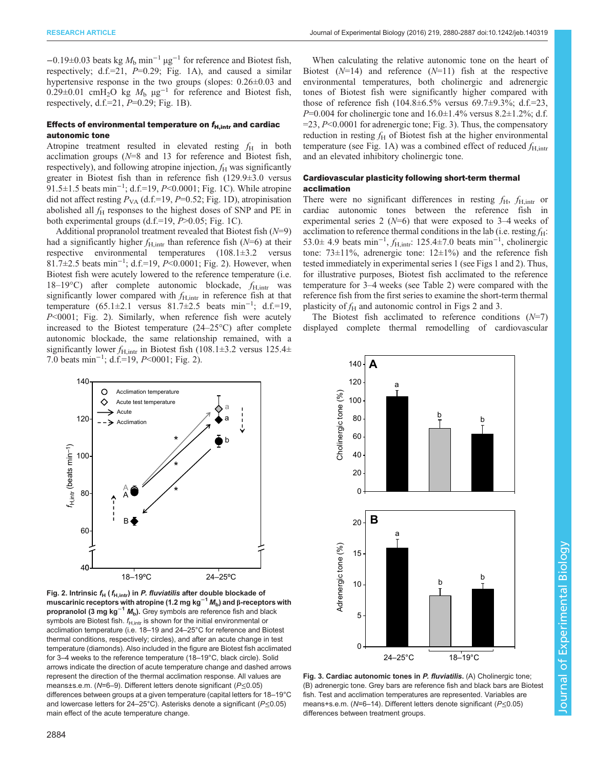−0.19±0.03 beats kg $M_b$ min$^{-1}$ μg$^{-1}$ for reference and Biotest fish, respectively; d.f.=21, $P$=0.29; Fig. 1A), and caused a similar hypertensive response in the two groups (slopes: 0.26±0.03 and 0.29±0.01 cm$H_2O$ kg $M_b$ μg$^{-1}$ for reference and Biotest fish, respectively, d.f.=21, $P$=0.29; Fig. 1B).

### Effects of environmental temperature on $f_{H,intr}$ and cardiac autonomic tone

Atropine treatment resulted in elevated resting $f_H$ in both acclimation groups ($N$=8 and 13 for reference and Biotest fish, respectively), and following atropine injection, $f_H$ was significantly greater in Biotest fish than in reference fish (129.9±3.0 versus 91.5±1.5 beats min$^{-1}$; d.f.=19, $P$<0.0001; Fig. 1C). While atropine did not affect resting $P_{VA}$ (d.f.=19, $P$=0.52; Fig. 1D), atropinisation abolished all $f_H$ responses to the highest doses of SNP and PE in both experimental groups (d.f.=19, $P$>0.05; Fig. 1C).

Additional propranolol treatment revealed that Biotest fish ($N$=9) had a significantly higher $f_{H,intr}$ than reference fish ($N$=6) at their respective environmental temperatures (108.1±3.2 versus 81.7±2.5 beats min$^{-1}$; d.f.=19, $P$<0.0001; Fig. 2). However, when Biotest fish were acutely lowered to the reference temperature (i.e. 18–19°C) after complete autonomic blockade, $f_{H,intr}$ was significantly lower compared with $f_{H,intr}$ in reference fish at that temperature (65.1±2.1 versus 81.7±2.5 beats min$^{-1}$; d.f.=19, $P$<0001; Fig. 2). Similarly, when reference fish were acutely increased to the Biotest temperature (24–25°C) after complete autonomic blockade, the same relationship remained, with a significantly lower $f_{H,intr}$ in Biotest fish (108.1±3.2 versus 125.4±7.0 beats min$^{-1}$; d.f.=19, $P$<0001; Fig. 2).

**Fig. 2. Intrinsic $f_H$ ($f_{H,intr}$) in *P. fluviatilis* after double blockade of muscarinic receptors with atropine (1.2 mg kg$^{-1}$ $M_b$) and β-receptors with propranolol (3 mg kg$^{-1}$ $M_b$).** Grey symbols are reference fish and black symbols are Biotest fish. $f_{H,intr}$ is shown for the initial environmental or acclimation temperature (i.e. 18–19 and 24–25°C for reference and Biotest thermal conditions, respectively; circles), and after an acute change in test temperature (diamonds). Also included in the figure are Biotest fish acclimated for 3–4 weeks to the reference temperature (18–19°C, black circle). Solid arrows indicate the direction of acute temperature change and dashed arrows represent the direction of the thermal acclimation response. All values are means±s.e.m. ($N$=6–9). Different letters denote significant ($P$≤0.05) differences between groups at a given temperature (capital letters for 18–19°C and lowercase letters for 24–25°C). Asterisks denote a significant ($P$≤0.05) main effect of the acute temperature change.

When calculating the relative autonomic tone on the heart of Biotest ($N$=14) and reference ($N$=11) fish at the respective environmental temperatures, both cholinergic and adrenergic tones of Biotest fish were significantly higher compared with those of reference fish (104.8±6.5% versus 69.7±9.3%; d.f.=23, $P$=0.004 for cholinergic tone and 16.0±1.4% versus 8.2±1.2%; d.f.=23, $P$<0.0001 for adrenergic tone; Fig. 3). Thus, the compensatory reduction in resting $f_H$ of Biotest fish at the higher environmental temperature (see Fig. 1A) was a combined effect of reduced $f_{H,intr}$ and an elevated inhibitory cholinergic tone.

### Cardiovascular plasticity following short-term thermal acclimation

There were no significant differences in resting $f_H$, $f_{H,intr}$ or cardiac autonomic tones between the reference fish in experimental series 2 ($N$=6) that were exposed to 3–4 weeks of acclimation to reference thermal conditions in the lab (i.e. resting $f_H$: 53.0± 4.9 beats min$^{-1}$, $f_{H,intr}$: 125.4±7.0 beats min$^{-1}$, cholinergic tone: 73±11%, adrenergic tone: 12±1%) and the reference fish tested immediately in experimental series 1 (see Figs 1 and 2). Thus, for illustrative purposes, Biotest fish acclimated to the reference temperature for 3–4 weeks (see Table 2) were compared with the reference fish from the first series to examine the short-term thermal plasticity of $f_H$ and autonomic control in Figs 2 and 3.

The Biotest fish acclimated to reference conditions ($N$=7) displayed complete thermal remodelling of cardiovascular

**Fig. 3. Cardiac autonomic tones in *P. fluviatilis*.** (A) Cholinergic tone; (B) adrenergic tone. Grey bars are reference fish and black bars are Biotest fish. Test and acclimation temperatures are represented. Variables are means+s.e.m. ($N$=6–14). Different letters denote significant ($P$≤0.05) differences between treatment groups.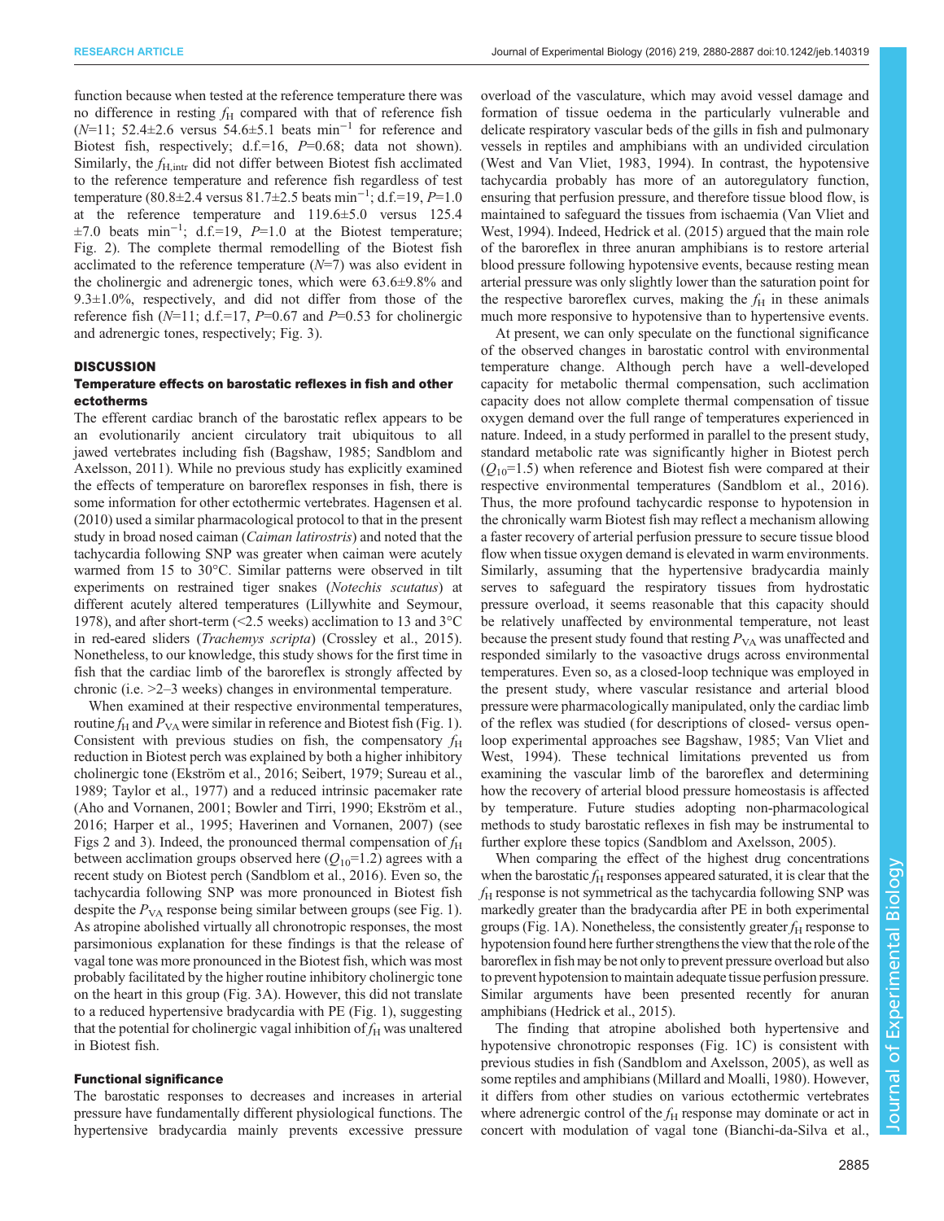function because when tested at the reference temperature there was no difference in resting $f_H$ compared with that of reference fish ($N$=11; 52.4±2.6 versus 54.6±5.1 beats min$^{-1}$ for reference and Biotest fish, respectively; d.f.=16, $P$=0.68; data not shown). Similarly, the $f_{H,intr}$ did not differ between Biotest fish acclimated to the reference temperature and reference fish regardless of test temperature (80.8±2.4 versus 81.7±2.5 beats min$^{-1}$; d.f.=19, $P$=1.0 at the reference temperature and 119.6±5.0 versus 125.4 ±7.0 beats min$^{-1}$; d.f.=19, $P$=1.0 at the Biotest temperature; Fig. 2). The complete thermal remodelling of the Biotest fish acclimated to the reference temperature ($N$=7) was also evident in the cholinergic and adrenergic tones, which were 63.6±9.8% and 9.3±1.0%, respectively, and did not differ from those of the reference fish ($N$=11; d.f.=17, $P$=0.67 and $P$=0.53 for cholinergic and adrenergic tones, respectively; Fig. 3).

## DISCUSSION

### Temperature effects on barostatic reflexes in fish and other ectotherms

The efferent cardiac branch of the barostatic reflex appears to be an evolutionarily ancient circulatory trait ubiquitous to all jawed vertebrates including fish (Bagshaw, 1985; Sandblom and Axelsson, 2011). While no previous study has explicitly examined the effects of temperature on baroreflex responses in fish, there is some information for other ectothermic vertebrates. Hagensen et al. (2010) used a similar pharmacological protocol to that in the present study in broad nosed caiman (*Caiman latirostris*) and noted that the tachycardia following SNP was greater when caiman were acutely warmed from 15 to 30°C. Similar patterns were observed in tilt experiments on restrained tiger snakes (*Notechis scutatus*) at different acutely altered temperatures (Lillywhite and Seymour, 1978), and after short-term (<2.5 weeks) acclimation to 13 and 3°C in red-eared sliders (*Trachemys scripta*) (Crossley et al., 2015). Nonetheless, to our knowledge, this study shows for the first time in fish that the cardiac limb of the baroreflex is strongly affected by chronic (i.e. >2–3 weeks) changes in environmental temperature.

When examined at their respective environmental temperatures, routine $f_H$ and $P_{VA}$ were similar in reference and Biotest fish (Fig. 1). Consistent with previous studies on fish, the compensatory $f_H$ reduction in Biotest perch was explained by both a higher inhibitory cholinergic tone (Ekström et al., 2016; Seibert, 1979; Sureau et al., 1989; Taylor et al., 1977) and a reduced intrinsic pacemaker rate (Aho and Vornanen, 2001; Bowler and Tirri, 1990; Ekström et al., 2016; Harper et al., 1995; Haverinen and Vornanen, 2007) (see Figs 2 and 3). Indeed, the pronounced thermal compensation of $f_H$ between acclimation groups observed here ($Q_{10}$=1.2) agrees with a recent study on Biotest perch (Sandblom et al., 2016). Even so, the tachycardia following SNP was more pronounced in Biotest fish despite the $P_{VA}$ response being similar between groups (see Fig. 1). As atropine abolished virtually all chronotropic responses, the most parsimonious explanation for these findings is that the release of vagal tone was more pronounced in the Biotest fish, which was most probably facilitated by the higher routine inhibitory cholinergic tone on the heart in this group (Fig. 3A). However, this did not translate to a reduced hypertensive bradycardia with PE (Fig. 1), suggesting that the potential for cholinergic vagal inhibition of $f_H$ was unaltered in Biotest fish.

### Functional significance

The barostatic responses to decreases and increases in arterial pressure have fundamentally different physiological functions. The hypertensive bradycardia mainly prevents excessive pressure overload of the vasculature, which may avoid vessel damage and formation of tissue oedema in the particularly vulnerable and delicate respiratory vascular beds of the gills in fish and pulmonary vessels in reptiles and amphibians with an undivided circulation (West and Van Vliet, 1983, 1994). In contrast, the hypotensive tachycardia probably has more of an autoregulatory function, ensuring that perfusion pressure, and therefore tissue blood flow, is maintained to safeguard the tissues from ischaemia (Van Vliet and West, 1994). Indeed, Hedrick et al. (2015) argued that the main role of the baroreflex in three anuran amphibians is to restore arterial blood pressure following hypotensive events, because resting mean arterial pressure was only slightly lower than the saturation point for the respective baroreflex curves, making the $f_H$ in these animals much more responsive to hypotensive than to hypertensive events.

At present, we can only speculate on the functional significance of the observed changes in barostatic control with environmental temperature change. Although perch have a well-developed capacity for metabolic thermal compensation, such acclimation capacity does not allow complete thermal compensation of tissue oxygen demand over the full range of temperatures experienced in nature. Indeed, in a study performed in parallel to the present study, standard metabolic rate was significantly higher in Biotest perch ($Q_{10}$=1.5) when reference and Biotest fish were compared at their respective environmental temperatures (Sandblom et al., 2016). Thus, the more profound tachycardic response to hypotension in the chronically warm Biotest fish may reflect a mechanism allowing a faster recovery of arterial perfusion pressure to secure tissue blood flow when tissue oxygen demand is elevated in warm environments. Similarly, assuming that the hypertensive bradycardia mainly serves to safeguard the respiratory tissues from hydrostatic pressure overload, it seems reasonable that this capacity should be relatively unaffected by environmental temperature, not least because the present study found that resting $P_{VA}$ was unaffected and responded similarly to the vasoactive drugs across environmental temperatures. Even so, as a closed-loop technique was employed in the present study, where vascular resistance and arterial blood pressure were pharmacologically manipulated, only the cardiac limb of the reflex was studied (for descriptions of closed- versus open-loop experimental approaches see Bagshaw, 1985; Van Vliet and West, 1994). These technical limitations prevented us from examining the vascular limb of the baroreflex and determining how the recovery of arterial blood pressure homeostasis is affected by temperature. Future studies adopting non-pharmacological methods to study barostatic reflexes in fish may be instrumental to further explore these topics (Sandblom and Axelsson, 2005).

When comparing the effect of the highest drug concentrations when the barostatic $f_H$ responses appeared saturated, it is clear that the $f_H$ response is not symmetrical as the tachycardia following SNP was markedly greater than the bradycardia after PE in both experimental groups (Fig. 1A). Nonetheless, the consistently greater $f_H$ response to hypotension found here further strengthens the view that the role of the baroreflex in fish may be not only to prevent pressure overload but also to prevent hypotension to maintain adequate tissue perfusion pressure. Similar arguments have been presented recently for anuran amphibians (Hedrick et al., 2015).

The finding that atropine abolished both hypertensive and hypotensive chronotropic responses (Fig. 1C) is consistent with previous studies in fish (Sandblom and Axelsson, 2005), as well as some reptiles and amphibians (Millard and Moalli, 1980). However, it differs from other studies on various ectothermic vertebrates where adrenergic control of the $f_H$ response may dominate or act in concert with modulation of vagal tone (Bianchi-da-Silva et al.,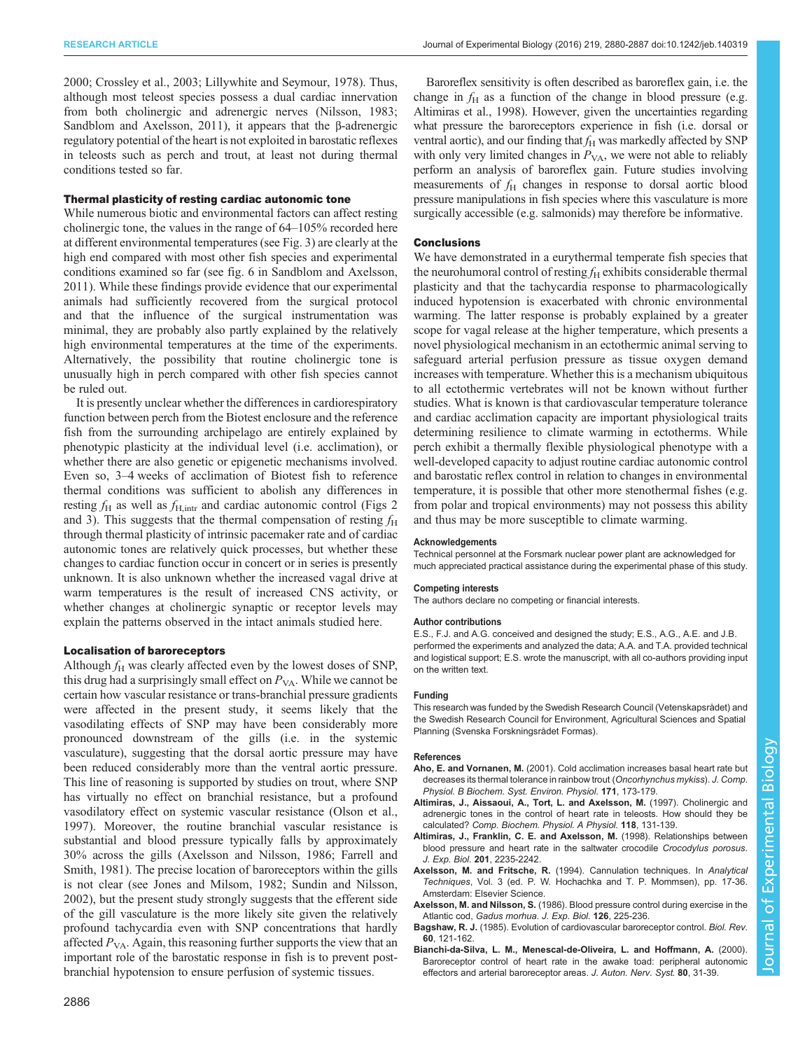2000; Crossley et al., 2003; Lillywhite and Seymour, 1978). Thus, although most teleost species possess a dual cardiac innervation from both cholinergic and adrenergic nerves (Nilsson, 1983; Sandblom and Axelsson, 2011), it appears that the β-adrenergic regulatory potential of the heart is not exploited in barostatic reflexes in teleosts such as perch and trout, at least not during thermal conditions tested so far.

### Thermal plasticity of resting cardiac autonomic tone

While numerous biotic and environmental factors can affect resting cholinergic tone, the values in the range of 64–105% recorded here at different environmental temperatures (see Fig. 3) are clearly at the high end compared with most other fish species and experimental conditions examined so far (see fig. 6 in Sandblom and Axelsson, 2011). While these findings provide evidence that our experimental animals had sufficiently recovered from the surgical protocol and that the influence of the surgical instrumentation was minimal, they are probably also partly explained by the relatively high environmental temperatures at the time of the experiments. Alternatively, the possibility that routine cholinergic tone is unusually high in perch compared with other fish species cannot be ruled out.

It is presently unclear whether the differences in cardiorespiratory function between perch from the Biotest enclosure and the reference fish from the surrounding archipelago are entirely explained by phenotypic plasticity at the individual level (i.e. acclimation), or whether there are also genetic or epigenetic mechanisms involved. Even so, 3–4 weeks of acclimation of Biotest fish to reference thermal conditions was sufficient to abolish any differences in resting $f_H$ as well as $f_{H,intr}$ and cardiac autonomic control (Figs 2 and 3). This suggests that the thermal compensation of resting $f_H$ through thermal plasticity of intrinsic pacemaker rate and of cardiac autonomic tones are relatively quick processes, but whether these changes to cardiac function occur in concert or in series is presently unknown. It is also unknown whether the increased vagal drive at warm temperatures is the result of increased CNS activity, or whether changes at cholinergic synaptic or receptor levels may explain the patterns observed in the intact animals studied here.

### Localisation of baroreceptors

Although $f_H$ was clearly affected even by the lowest doses of SNP, this drug had a surprisingly small effect on $P_{VA}$. While we cannot be certain how vascular resistance or trans-branchial pressure gradients were affected in the present study, it seems likely that the vasodilating effects of SNP may have been considerably more pronounced downstream of the gills (i.e. in the systemic vasculature), suggesting that the dorsal aortic pressure may have been reduced considerably more than the ventral aortic pressure. This line of reasoning is supported by studies on trout, where SNP has virtually no effect on branchial resistance, but a profound vasodilatory effect on systemic vascular resistance (Olson et al., 1997). Moreover, the routine branchial vascular resistance is substantial and blood pressure typically falls by approximately 30% across the gills (Axelsson and Nilsson, 1986; Farrell and Smith, 1981). The precise location of baroreceptors within the gills is not clear (see Jones and Milsom, 1982; Sundin and Nilsson, 2002), but the present study strongly suggests that the efferent side of the gill vasculature is the more likely site given the relatively profound tachycardia even with SNP concentrations that hardly affected $P_{VA}$. Again, this reasoning further supports the view that an important role of the barostatic response in fish is to prevent post-branchial hypotension to ensure perfusion of systemic tissues.

Baroreflex sensitivity is often described as baroreflex gain, i.e. the change in $f_H$ as a function of the change in blood pressure (e.g. Altimiras et al., 1998). However, given the uncertainties regarding what pressure the baroreceptors experience in fish (i.e. dorsal or ventral aortic), and our finding that $f_H$ was markedly affected by SNP with only very limited changes in $P_{VA}$, we were not able to reliably perform an analysis of baroreflex gain. Future studies involving measurements of $f_H$ changes in response to dorsal aortic blood pressure manipulations in fish species where this vasculature is more surgically accessible (e.g. salmonids) may therefore be informative.

## Conclusions

We have demonstrated in a eurythermal temperate fish species that the neurohumoral control of resting $f_H$ exhibits considerable thermal plasticity and that the tachycardia response to pharmacologically induced hypotension is exacerbated with chronic environmental warming. The latter response is probably explained by a greater scope for vagal release at the higher temperature, which presents a novel physiological mechanism in an ectothermic animal serving to safeguard arterial perfusion pressure as tissue oxygen demand increases with temperature. Whether this is a mechanism ubiquitous to all ectothermic vertebrates will not be known without further studies. What is known is that cardiovascular temperature tolerance and cardiac acclimation capacity are important physiological traits determining resilience to climate warming in ectotherms. While perch exhibit a thermally flexible physiological phenotype with a well-developed capacity to adjust routine cardiac autonomic control and barostatic reflex control in relation to changes in environmental temperature, it is possible that other more stenothermal fishes (e.g. from polar and tropical environments) may not possess this ability and thus may be more susceptible to climate warming.

#### Acknowledgements

Technical personnel at the Forsmark nuclear power plant are acknowledged for much appreciated practical assistance during the experimental phase of this study.

#### Competing interests

The authors declare no competing or financial interests.

#### Author contributions

E.S., F.J. and A.G. conceived and designed the study; E.S., A.G., A.E. and J.B. performed the experiments and analyzed the data; A.A. and T.A. provided technical and logistical support; E.S. wrote the manuscript, with all co-authors providing input on the written text.

#### Funding

This research was funded by the Swedish Research Council (Vetenskapsrådet) and the Swedish Research Council for Environment, Agricultural Sciences and Spatial Planning (Svenska Forskningsrådet Formas).

#### References

**Aho, E. and Vornanen, M.** (2001). Cold acclimation increases basal heart rate but decreases its thermal tolerance in rainbow trout (*Oncorhynchus mykiss*). *J. Comp. Physiol. B Biochem. Syst. Environ. Physiol.* **171**, 173-179.

**Altimiras, J., Aissaoui, A., Tort, L. and Axelsson, M.** (1997). Cholinergic and adrenergic tones in the control of heart rate in teleosts. How should they be calculated? *Comp. Biochem. Physiol. A Physiol.* **118**, 131-139.

**Altimiras, J., Franklin, C. E. and Axelsson, M.** (1998). Relationships between blood pressure and heart rate in the saltwater crocodile *Crocodylus porosus*. *J. Exp. Biol.* **201**, 2235-2242.

**Axelsson, M. and Fritsche, R.** (1994). Cannulation techniques. In *Analytical Techniques*, Vol. 3 (ed. P. W. Hochachka and T. P. Mommsen), pp. 17-36. Amsterdam: Elsevier Science.

**Axelsson, M. and Nilsson, S.** (1986). Blood pressure control during exercise in the Atlantic cod, *Gadus morhua*. *J. Exp. Biol.* **126**, 225-236.

**Bagshaw, R. J.** (1985). Evolution of cardiovascular baroreceptor control. *Biol. Rev.* **60**, 121-162.

**Bianchi-da-Silva, L. M., Menescal-de-Oliveira, L. and Hoffmann, A.** (2000). Baroreceptor control of heart rate in the awake toad: peripheral autonomic effectors and arterial baroreceptor areas. *J. Auton. Nerv. Syst.* **80**, 31-39.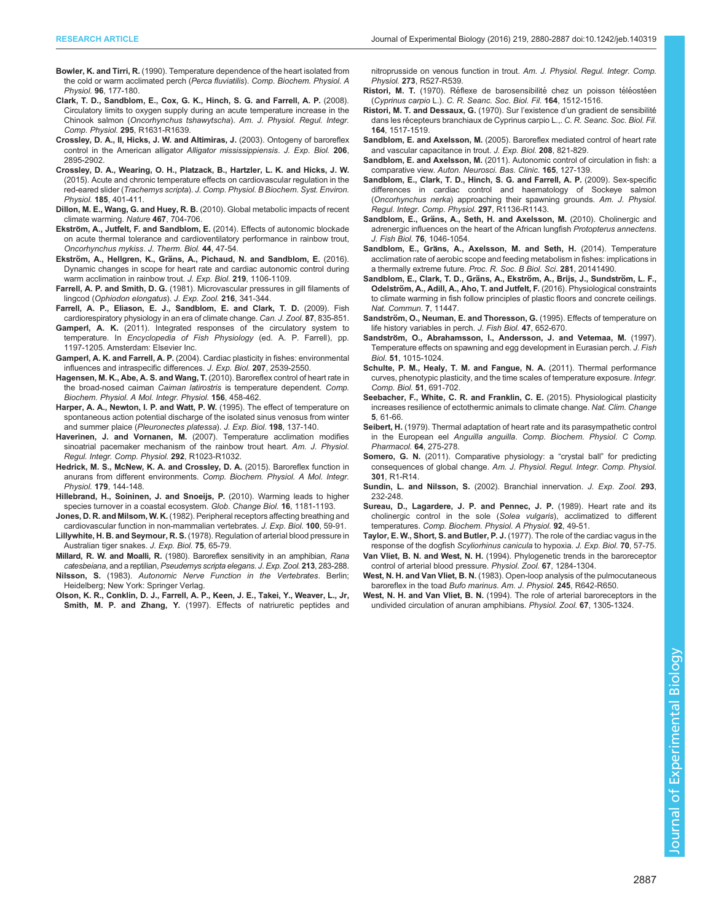**Bowler, K. and Tirri, R.** (1990). Temperature dependence of the heart isolated from the cold or warm acclimated perch (*Perca fluviatilis*). *Comp. Biochem. Physiol. A Physiol.* **96**, 177-180.

**Clark, T. D., Sandblom, E., Cox, G. K., Hinch, S. G. and Farrell, A. P.** (2008). Circulatory limits to oxygen supply during an acute temperature increase in the Chinook salmon (*Oncorhynchus tshawytscha*). *Am. J. Physiol. Regul. Integr. Comp. Physiol.* **295**, R1631-R1639.

**Crossley, D. A., II, Hicks, J. W. and Altimiras, J.** (2003). Ontogeny of baroreflex control in the American alligator *Alligator mississippiensis*. *J. Exp. Biol.* **206**, 2895-2902.

**Crossley, D. A., Wearing, O. H., Platzack, B., Hartzler, L. K. and Hicks, J. W.** (2015). Acute and chronic temperature effects on cardiovascular regulation in the red-eared slider (*Trachemys scripta*). *J. Comp. Physiol. B Biochem. Syst. Environ. Physiol.* **185**, 401-411.

**Dillon, M. E., Wang, G. and Huey, R. B.** (2010). Global metabolic impacts of recent climate warming. *Nature* **467**, 704-706.

**Ekström, A., Jutfelt, F. and Sandblom, E.** (2014). Effects of autonomic blockade on acute thermal tolerance and cardioventilatory performance in rainbow trout, *Oncorhynchus mykiss*. *J. Therm. Biol.* **44**, 47-54.

**Ekström, A., Hellgren, K., Gräns, A., Pichaud, N. and Sandblom, E.** (2016). Dynamic changes in scope for heart rate and cardiac autonomic control during warm acclimation in rainbow trout. *J. Exp. Biol.* **219**, 1106-1109.

**Farrell, A. P. and Smith, D. G.** (1981). Microvascular pressures in gill filaments of lingcod (*Ophiodon elongatus*). *J. Exp. Zool.* **216**, 341-344.

**Farrell, A. P., Eliason, E. J., Sandblom, E. and Clark, T. D.** (2009). Fish cardiorespiratory physiology in an era of climate change. *Can. J. Zool.* **87**, 835-851.

**Gamperl, A. K.** (2011). Integrated responses of the circulatory system to temperature. In *Encyclopedia of Fish Physiology* (ed. A. P. Farrell), pp. 1197-1205. Amsterdam: Elsevier Inc.

**Gamperl, A. K. and Farrell, A. P.** (2004). Cardiac plasticity in fishes: environmental influences and intraspecific differences. *J. Exp. Biol.* **207**, 2539-2550.

**Hagensen, M. K., Abe, A. S. and Wang, T.** (2010). Baroreflex control of heart rate in the broad-nosed caiman *Caiman latirostris* is temperature dependent. *Comp. Biochem. Physiol. A Mol. Integr. Physiol.* **156**, 458-462.

**Harper, A. A., Newton, I. P. and Watt, P. W.** (1995). The effect of temperature on spontaneous action potential discharge of the isolated sinus venosus from winter and summer plaice (*Pleuronectes platessa*). *J. Exp. Biol.* **198**, 137-140.

**Haverinen, J. and Vornanen, M.** (2007). Temperature acclimation modifies sinoatrial pacemaker mechanism of the rainbow trout heart. *Am. J. Physiol. Regul. Integr. Comp. Physiol.* **292**, R1023-R1032.

**Hedrick, M. S., McNew, K. A. and Crossley, D. A.** (2015). Baroreflex function in anurans from different environments. *Comp. Biochem. Physiol. A Mol. Integr. Physiol.* **179**, 144-148.

**Hillebrand, H., Soininen, J. and Snoeijs, P.** (2010). Warming leads to higher species turnover in a coastal ecosystem. *Glob. Change Biol.* **16**, 1181-1193.

**Jones, D. R. and Milsom, W. K.** (1982). Peripheral receptors affecting breathing and cardiovascular function in non-mammalian vertebrates. *J. Exp. Biol.* **100**, 59-91.

**Lillywhite, H. B. and Seymour, R. S.** (1978). Regulation of arterial blood pressure in Australian tiger snakes. *J. Exp. Biol.* **75**, 65-79.

**Millard, R. W. and Moalli, R.** (1980). Baroreflex sensitivity in an amphibian, *Rana catesbeiana*, and a reptilian, *Pseudemys scripta elegans*. *J. Exp. Zool.* **213**, 283-288.

**Nilsson, S.** (1983). *Autonomic Nerve Function in the Vertebrates*. Berlin; Heidelberg; New York: Springer Verlag.

**Olson, K. R., Conklin, D. J., Farrell, A. P., Keen, J. E., Takei, Y., Weaver, L., Jr, Smith, M. P. and Zhang, Y.** (1997). Effects of natriuretic peptides and nitroprusside on venous function in trout. *Am. J. Physiol. Regul. Integr. Comp. Physiol.* **273**, R527-R539.

**Ristori, M. T.** (1970). Réflexe de barosensibilité chez un poisson téléostéen (*Cyprinus carpio* L.). *C. R. Seanc. Soc. Biol. Fil.* **164**, 1512-1516.

**Ristori, M. T. and Dessaux, G.** (1970). Sur l'existence d'un gradient de sensibilité dans les récepteurs branchiaux de Cyprinus carpio L.,. *C. R. Seanc. Soc. Biol. Fil.* **164**, 1517-1519.

**Sandblom, E. and Axelsson, M.** (2005). Baroreflex mediated control of heart rate and vascular capacitance in trout. *J. Exp. Biol.* **208**, 821-829.

**Sandblom, E. and Axelsson, M.** (2011). Autonomic control of circulation in fish: a comparative view. *Auton. Neurosci. Bas. Clinic.* **165**, 127-139.

**Sandblom, E., Clark, T. D., Hinch, S. G. and Farrell, A. P.** (2009). Sex-specific differences in cardiac control and haematology of Sockeye salmon (*Oncorhynchus nerka*) approaching their spawning grounds. *Am. J. Physiol. Regul. Integr. Comp. Physiol.* **297**, R1136-R1143.

**Sandblom, E., Gräns, A., Seth, H. and Axelsson, M.** (2010). Cholinergic and adrenergic influences on the heart of the African lungfish *Protopterus annectens*. *J. Fish Biol.* **76**, 1046-1054.

**Sandblom, E., Gräns, A., Axelsson, M. and Seth, H.** (2014). Temperature acclimation rate of aerobic scope and feeding metabolism in fishes: implications in a thermally extreme future. *Proc. R. Soc. B Biol. Sci.* **281**, 20141490.

**Sandblom, E., Clark, T. D., Gräns, A., Ekström, A., Brijs, J., Sundström, L. F., Odelström, A., Adill, A., Aho, T. and Jutfelt, F.** (2016). Physiological constraints to climate warming in fish follow principles of plastic floors and concrete ceilings. *Nat. Commun.* **7**, 11447.

**Sandström, O., Neuman, E. and Thoresson, G.** (1995). Effects of temperature on life history variables in perch. *J. Fish Biol.* **47**, 652-670.

**Sandström, O., Abrahamsson, I., Andersson, J. and Vetemaa, M.** (1997). Temperature effects on spawning and egg development in Eurasian perch. *J. Fish Biol.* **51**, 1015-1024.

**Schulte, P. M., Healy, T. M. and Fangue, N. A.** (2011). Thermal performance curves, phenotypic plasticity, and the time scales of temperature exposure. *Integr. Comp. Biol.* **51**, 691-702.

**Seebacher, F., White, C. R. and Franklin, C. E.** (2015). Physiological plasticity increases resilience of ectothermic animals to climate change. *Nat. Clim. Change* **5**, 61-66.

**Seibert, H.** (1979). Thermal adaptation of heart rate and its parasympathetic control in the European eel *Anguilla anguilla*. *Comp. Biochem. Physiol. C Comp. Pharmacol.* **64**, 275-278.

**Somero, G. N.** (2011). Comparative physiology: a "crystal ball" for predicting consequences of global change. *Am. J. Physiol. Regul. Integr. Comp. Physiol.* **301**, R1-R14.

**Sundin, L. and Nilsson, S.** (2002). Branchial innervation. *J. Exp. Zool.* **293**, 232-248.

**Sureau, D., Lagardere, J. P. and Pennec, J. P.** (1989). Heart rate and its cholinergic control in the sole (*Solea vulgaris*), acclimatized to different temperatures. *Comp. Biochem. Physiol. A Physiol.* **92**, 49-51.

**Taylor, E. W., Short, S. and Butler, P. J.** (1977). The role of the cardiac vagus in the response of the dogfish *Scyliorhinus canicula* to hypoxia. *J. Exp. Biol.* **70**, 57-75.

**Van Vliet, B. N. and West, N. H.** (1994). Phylogenetic trends in the baroreceptor control of arterial blood pressure. *Physiol. Zool.* **67**, 1284-1304.

**West, N. H. and Van Vliet, B. N.** (1983). Open-loop analysis of the pulmocutaneous baroreflex in the toad *Bufo marinus*. *Am. J. Physiol.* **245**, R642-R650.

**West, N. H. and Van Vliet, B. N.** (1994). The role of arterial baroreceptors in the undivided circulation of anuran amphibians. *Physiol. Zool.* **67**, 1305-1324.